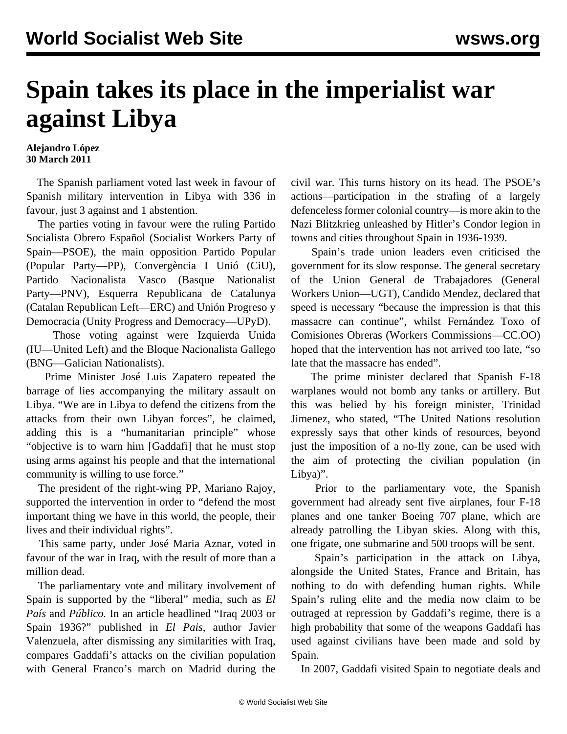# Spain takes its place in the imperialist war against Libya

**Alejandro López**
**30 March 2011**

The Spanish parliament voted last week in favour of Spanish military intervention in Libya with 336 in favour, just 3 against and 1 abstention.

The parties voting in favour were the ruling Partido Socialista Obrero Español (Socialist Workers Party of Spain—PSOE), the main opposition Partido Popular (Popular Party—PP), Convergència I Unió (CiU), Partido Nacionalista Vasco (Basque Nationalist Party—PNV), Esquerra Republicana de Catalunya (Catalan Republican Left—ERC) and Unión Progreso y Democracia (Unity Progress and Democracy—UPyD).

Those voting against were Izquierda Unida (IU—United Left) and the Bloque Nacionalista Gallego (BNG—Galician Nationalists).

Prime Minister José Luis Zapatero repeated the barrage of lies accompanying the military assault on Libya. "We are in Libya to defend the citizens from the attacks from their own Libyan forces", he claimed, adding this is a "humanitarian principle" whose "objective is to warn him [Gaddafi] that he must stop using arms against his people and that the international community is willing to use force."

The president of the right-wing PP, Mariano Rajoy, supported the intervention in order to "defend the most important thing we have in this world, the people, their lives and their individual rights".

This same party, under José Maria Aznar, voted in favour of the war in Iraq, with the result of more than a million dead.

The parliamentary vote and military involvement of Spain is supported by the "liberal" media, such as *El País* and *Público.* In an article headlined "Iraq 2003 or Spain 1936?" published in *El Pais*, author Javier Valenzuela, after dismissing any similarities with Iraq, compares Gaddafi's attacks on the civilian population with General Franco's march on Madrid during the civil war. This turns history on its head. The PSOE's actions—participation in the strafing of a largely defenceless former colonial country—is more akin to the Nazi Blitzkrieg unleashed by Hitler's Condor legion in towns and cities throughout Spain in 1936-1939.

Spain's trade union leaders even criticised the government for its slow response. The general secretary of the Union General de Trabajadores (General Workers Union—UGT), Candido Mendez, declared that speed is necessary "because the impression is that this massacre can continue", whilst Fernández Toxo of Comisiones Obreras (Workers Commissions—CC.OO) hoped that the intervention has not arrived too late, "so late that the massacre has ended".

The prime minister declared that Spanish F-18 warplanes would not bomb any tanks or artillery. But this was belied by his foreign minister, Trinidad Jimenez, who stated, "The United Nations resolution expressly says that other kinds of resources, beyond just the imposition of a no-fly zone, can be used with the aim of protecting the civilian population (in Libya)".

Prior to the parliamentary vote, the Spanish government had already sent five airplanes, four F-18 planes and one tanker Boeing 707 plane, which are already patrolling the Libyan skies. Along with this, one frigate, one submarine and 500 troops will be sent.

Spain's participation in the attack on Libya, alongside the United States, France and Britain, has nothing to do with defending human rights. While Spain's ruling elite and the media now claim to be outraged at repression by Gaddafi's regime, there is a high probability that some of the weapons Gaddafi has used against civilians have been made and sold by Spain.

In 2007, Gaddafi visited Spain to negotiate deals and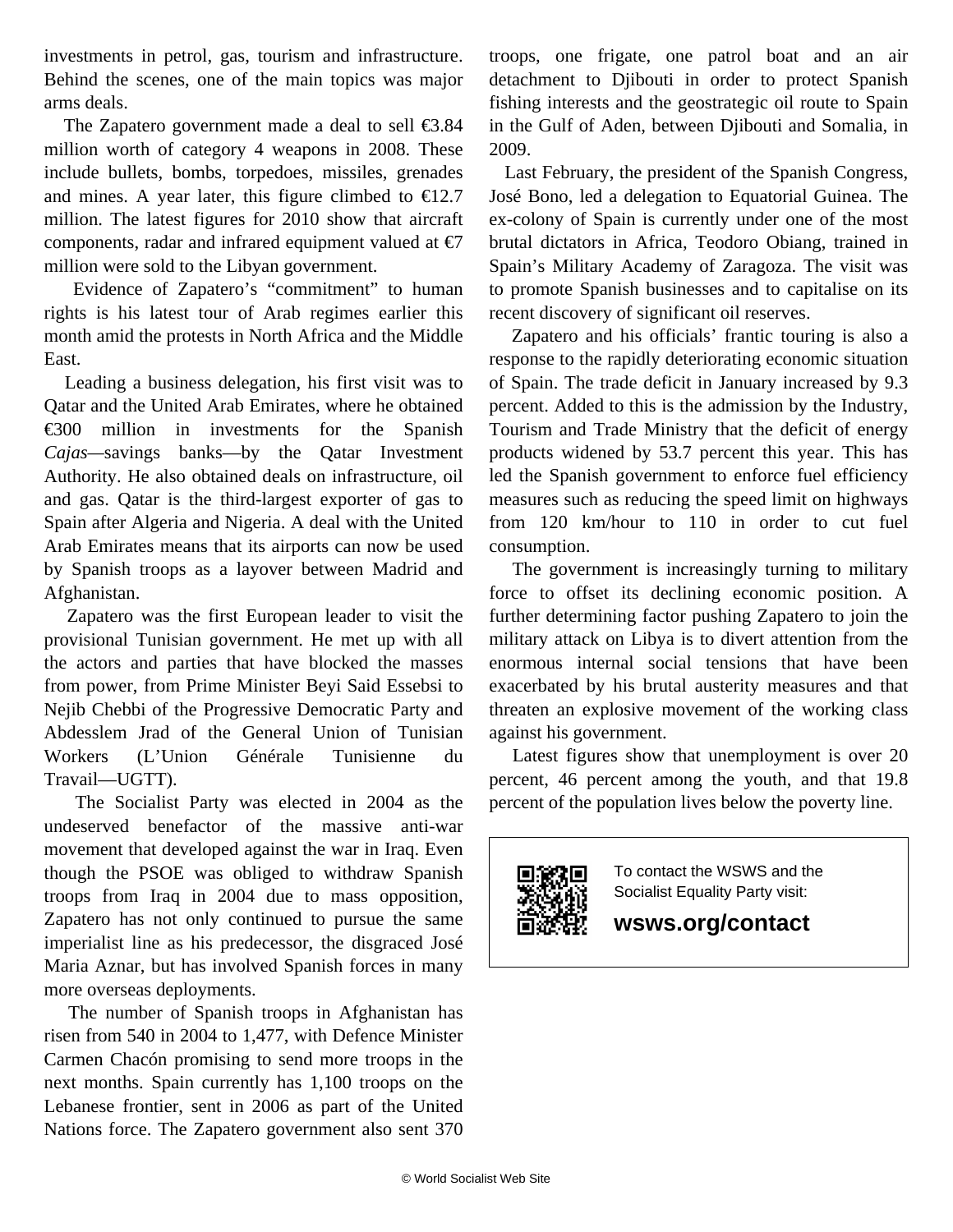investments in petrol, gas, tourism and infrastructure. Behind the scenes, one of the main topics was major arms deals.

The Zapatero government made a deal to sell €3.84 million worth of category 4 weapons in 2008. These include bullets, bombs, torpedoes, missiles, grenades and mines. A year later, this figure climbed to €12.7 million. The latest figures for 2010 show that aircraft components, radar and infrared equipment valued at €7 million were sold to the Libyan government.

Evidence of Zapatero's "commitment" to human rights is his latest tour of Arab regimes earlier this month amid the protests in North Africa and the Middle East.

Leading a business delegation, his first visit was to Qatar and the United Arab Emirates, where he obtained €300 million in investments for the Spanish *Cajas*—savings banks—by the Qatar Investment Authority. He also obtained deals on infrastructure, oil and gas. Qatar is the third-largest exporter of gas to Spain after Algeria and Nigeria. A deal with the United Arab Emirates means that its airports can now be used by Spanish troops as a layover between Madrid and Afghanistan.

Zapatero was the first European leader to visit the provisional Tunisian government. He met up with all the actors and parties that have blocked the masses from power, from Prime Minister Beyi Said Essebsi to Nejib Chebbi of the Progressive Democratic Party and Abdesslem Jrad of the General Union of Tunisian Workers (L'Union Générale Tunisienne du Travail—UGTT).

The Socialist Party was elected in 2004 as the undeserved benefactor of the massive anti-war movement that developed against the war in Iraq. Even though the PSOE was obliged to withdraw Spanish troops from Iraq in 2004 due to mass opposition, Zapatero has not only continued to pursue the same imperialist line as his predecessor, the disgraced José Maria Aznar, but has involved Spanish forces in many more overseas deployments.

The number of Spanish troops in Afghanistan has risen from 540 in 2004 to 1,477, with Defence Minister Carmen Chacón promising to send more troops in the next months. Spain currently has 1,100 troops on the Lebanese frontier, sent in 2006 as part of the United Nations force. The Zapatero government also sent 370 troops, one frigate, one patrol boat and an air detachment to Djibouti in order to protect Spanish fishing interests and the geostrategic oil route to Spain in the Gulf of Aden, between Djibouti and Somalia, in 2009.

Last February, the president of the Spanish Congress, José Bono, led a delegation to Equatorial Guinea. The ex-colony of Spain is currently under one of the most brutal dictators in Africa, Teodoro Obiang, trained in Spain's Military Academy of Zaragoza. The visit was to promote Spanish businesses and to capitalise on its recent discovery of significant oil reserves.

Zapatero and his officials' frantic touring is also a response to the rapidly deteriorating economic situation of Spain. The trade deficit in January increased by 9.3 percent. Added to this is the admission by the Industry, Tourism and Trade Ministry that the deficit of energy products widened by 53.7 percent this year. This has led the Spanish government to enforce fuel efficiency measures such as reducing the speed limit on highways from 120 km/hour to 110 in order to cut fuel consumption.

The government is increasingly turning to military force to offset its declining economic position. A further determining factor pushing Zapatero to join the military attack on Libya is to divert attention from the enormous internal social tensions that have been exacerbated by his brutal austerity measures and that threaten an explosive movement of the working class against his government.

Latest figures show that unemployment is over 20 percent, 46 percent among the youth, and that 19.8 percent of the population lives below the poverty line.

To contact the WSWS and the Socialist Equality Party visit:

**wsws.org/contact**